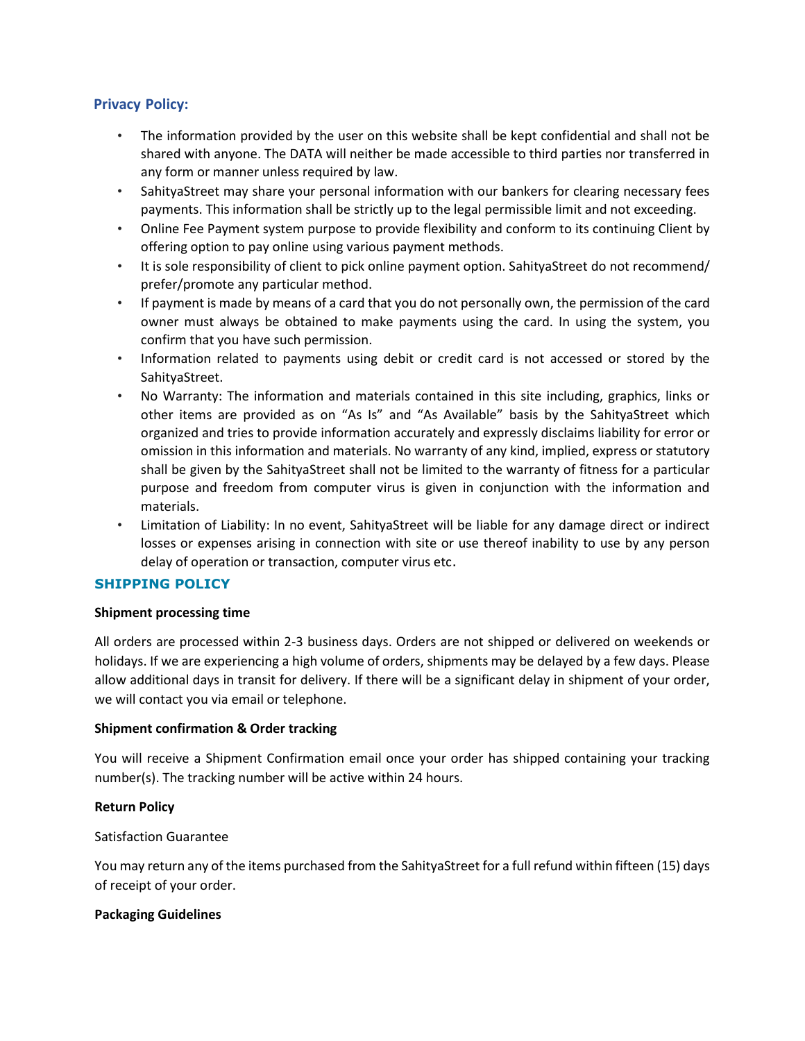## Privacy Policy:

- The information provided by the user on this website shall be kept confidential and shall not be shared with anyone. The DATA will neither be made accessible to third parties nor transferred in any form or manner unless required by law.
- SahityaStreet may share your personal information with our bankers for clearing necessary fees payments. This information shall be strictly up to the legal permissible limit and not exceeding.
- Online Fee Payment system purpose to provide flexibility and conform to its continuing Client by offering option to pay online using various payment methods.
- It is sole responsibility of client to pick online payment option. SahityaStreet do not recommend/ prefer/promote any particular method.
- If payment is made by means of a card that you do not personally own, the permission of the card owner must always be obtained to make payments using the card. In using the system, you confirm that you have such permission.
- Information related to payments using debit or credit card is not accessed or stored by the SahityaStreet.
- No Warranty: The information and materials contained in this site including, graphics, links or other items are provided as on "As Is" and "As Available" basis by the SahityaStreet which organized and tries to provide information accurately and expressly disclaims liability for error or omission in this information and materials. No warranty of any kind, implied, express or statutory shall be given by the SahityaStreet shall not be limited to the warranty of fitness for a particular purpose and freedom from computer virus is given in conjunction with the information and materials.
- Limitation of Liability: In no event, SahityaStreet will be liable for any damage direct or indirect losses or expenses arising in connection with site or use thereof inability to use by any person delay of operation or transaction, computer virus etc.

## SHIPPING POLICY

**Shipment processing time**

All orders are processed within 2-3 business days. Orders are not shipped or delivered on weekends or holidays. If we are experiencing a high volume of orders, shipments may be delayed by a few days. Please allow additional days in transit for delivery. If there will be a significant delay in shipment of your order, we will contact you via email or telephone.

**Shipment confirmation & Order tracking**

You will receive a Shipment Confirmation email once your order has shipped containing your tracking number(s). The tracking number will be active within 24 hours.

**Return Policy**

Satisfaction Guarantee

You may return any of the items purchased from the SahityaStreet for a full refund within fifteen (15) days of receipt of your order.

**Packaging Guidelines**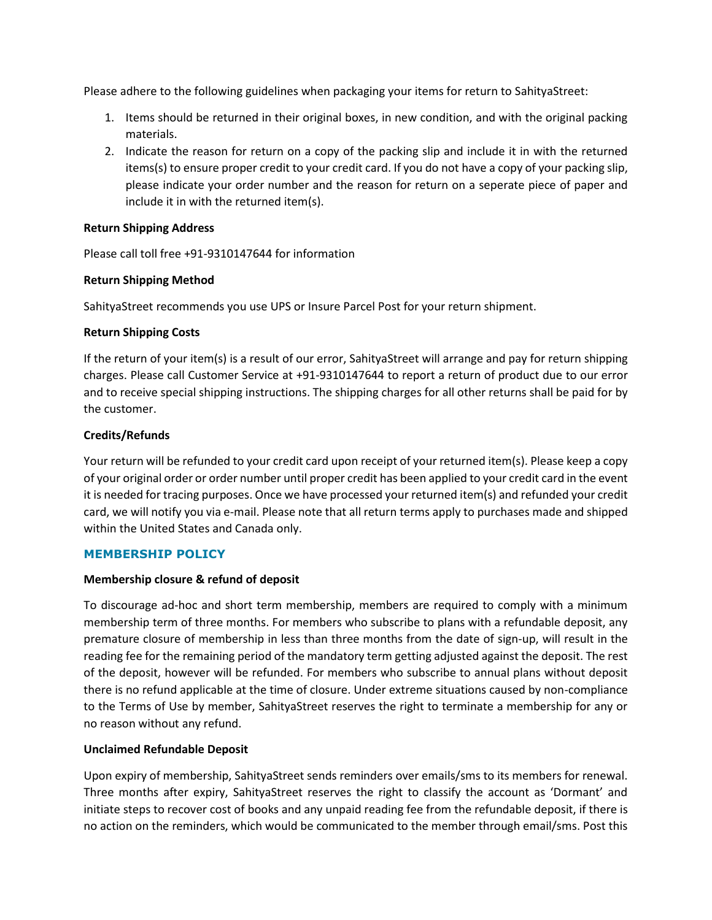Please adhere to the following guidelines when packaging your items for return to SahityaStreet:

1. Items should be returned in their original boxes, in new condition, and with the original packing materials.
2. Indicate the reason for return on a copy of the packing slip and include it in with the returned items(s) to ensure proper credit to your credit card. If you do not have a copy of your packing slip, please indicate your order number and the reason for return on a seperate piece of paper and include it in with the returned item(s).

**Return Shipping Address**

Please call toll free +91-9310147644 for information

**Return Shipping Method**

SahityaStreet recommends you use UPS or Insure Parcel Post for your return shipment.

**Return Shipping Costs**

If the return of your item(s) is a result of our error, SahityaStreet will arrange and pay for return shipping charges. Please call Customer Service at +91-9310147644 to report a return of product due to our error and to receive special shipping instructions. The shipping charges for all other returns shall be paid for by the customer.

**Credits/Refunds**

Your return will be refunded to your credit card upon receipt of your returned item(s). Please keep a copy of your original order or order number until proper credit has been applied to your credit card in the event it is needed for tracing purposes. Once we have processed your returned item(s) and refunded your credit card, we will notify you via e-mail. Please note that all return terms apply to purchases made and shipped within the United States and Canada only.

## MEMBERSHIP POLICY

**Membership closure & refund of deposit**

To discourage ad-hoc and short term membership, members are required to comply with a minimum membership term of three months. For members who subscribe to plans with a refundable deposit, any premature closure of membership in less than three months from the date of sign-up, will result in the reading fee for the remaining period of the mandatory term getting adjusted against the deposit. The rest of the deposit, however will be refunded. For members who subscribe to annual plans without deposit there is no refund applicable at the time of closure. Under extreme situations caused by non-compliance to the Terms of Use by member, SahityaStreet reserves the right to terminate a membership for any or no reason without any refund.

**Unclaimed Refundable Deposit**

Upon expiry of membership, SahityaStreet sends reminders over emails/sms to its members for renewal. Three months after expiry, SahityaStreet reserves the right to classify the account as 'Dormant' and initiate steps to recover cost of books and any unpaid reading fee from the refundable deposit, if there is no action on the reminders, which would be communicated to the member through email/sms. Post this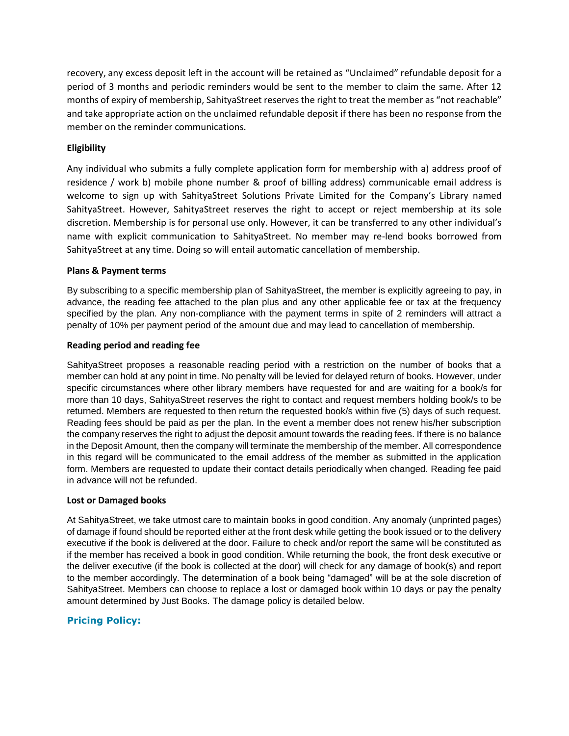recovery, any excess deposit left in the account will be retained as "Unclaimed" refundable deposit for a period of 3 months and periodic reminders would be sent to the member to claim the same. After 12 months of expiry of membership, SahityaStreet reserves the right to treat the member as "not reachable" and take appropriate action on the unclaimed refundable deposit if there has been no response from the member on the reminder communications.

**Eligibility**

Any individual who submits a fully complete application form for membership with a) address proof of residence / work b) mobile phone number & proof of billing address) communicable email address is welcome to sign up with SahityaStreet Solutions Private Limited for the Company's Library named SahityaStreet. However, SahityaStreet reserves the right to accept or reject membership at its sole discretion. Membership is for personal use only. However, it can be transferred to any other individual's name with explicit communication to SahityaStreet. No member may re-lend books borrowed from SahityaStreet at any time. Doing so will entail automatic cancellation of membership.

**Plans & Payment terms**

By subscribing to a specific membership plan of SahityaStreet, the member is explicitly agreeing to pay, in advance, the reading fee attached to the plan plus and any other applicable fee or tax at the frequency specified by the plan. Any non-compliance with the payment terms in spite of 2 reminders will attract a penalty of 10% per payment period of the amount due and may lead to cancellation of membership.

**Reading period and reading fee**

SahityaStreet proposes a reasonable reading period with a restriction on the number of books that a member can hold at any point in time. No penalty will be levied for delayed return of books. However, under specific circumstances where other library members have requested for and are waiting for a book/s for more than 10 days, SahityaStreet reserves the right to contact and request members holding book/s to be returned. Members are requested to then return the requested book/s within five (5) days of such request. Reading fees should be paid as per the plan. In the event a member does not renew his/her subscription the company reserves the right to adjust the deposit amount towards the reading fees. If there is no balance in the Deposit Amount, then the company will terminate the membership of the member. All correspondence in this regard will be communicated to the email address of the member as submitted in the application form. Members are requested to update their contact details periodically when changed. Reading fee paid in advance will not be refunded.

**Lost or Damaged books**

At SahityaStreet, we take utmost care to maintain books in good condition. Any anomaly (unprinted pages) of damage if found should be reported either at the front desk while getting the book issued or to the delivery executive if the book is delivered at the door. Failure to check and/or report the same will be constituted as if the member has received a book in good condition. While returning the book, the front desk executive or the deliver executive (if the book is collected at the door) will check for any damage of book(s) and report to the member accordingly. The determination of a book being "damaged" will be at the sole discretion of SahityaStreet. Members can choose to replace a lost or damaged book within 10 days or pay the penalty amount determined by Just Books. The damage policy is detailed below.

## Pricing Policy: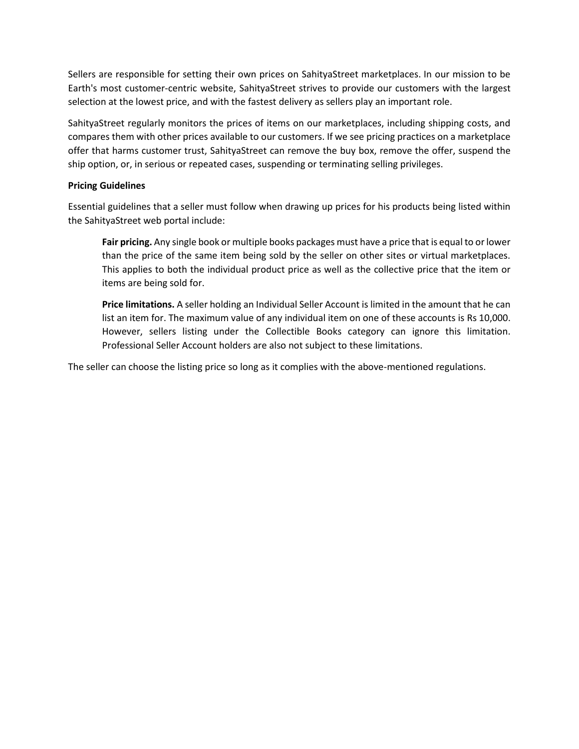Sellers are responsible for setting their own prices on SahityaStreet marketplaces. In our mission to be Earth's most customer-centric website, SahityaStreet strives to provide our customers with the largest selection at the lowest price, and with the fastest delivery as sellers play an important role.

SahityaStreet regularly monitors the prices of items on our marketplaces, including shipping costs, and compares them with other prices available to our customers. If we see pricing practices on a marketplace offer that harms customer trust, SahityaStreet can remove the buy box, remove the offer, suspend the ship option, or, in serious or repeated cases, suspending or terminating selling privileges.

**Pricing Guidelines**

Essential guidelines that a seller must follow when drawing up prices for his products being listed within the SahityaStreet web portal include:

> **Fair pricing.** Any single book or multiple books packages must have a price that is equal to or lower than the price of the same item being sold by the seller on other sites or virtual marketplaces. This applies to both the individual product price as well as the collective price that the item or items are being sold for.
>
> **Price limitations.** A seller holding an Individual Seller Account is limited in the amount that he can list an item for. The maximum value of any individual item on one of these accounts is Rs 10,000. However, sellers listing under the Collectible Books category can ignore this limitation. Professional Seller Account holders are also not subject to these limitations.

The seller can choose the listing price so long as it complies with the above-mentioned regulations.